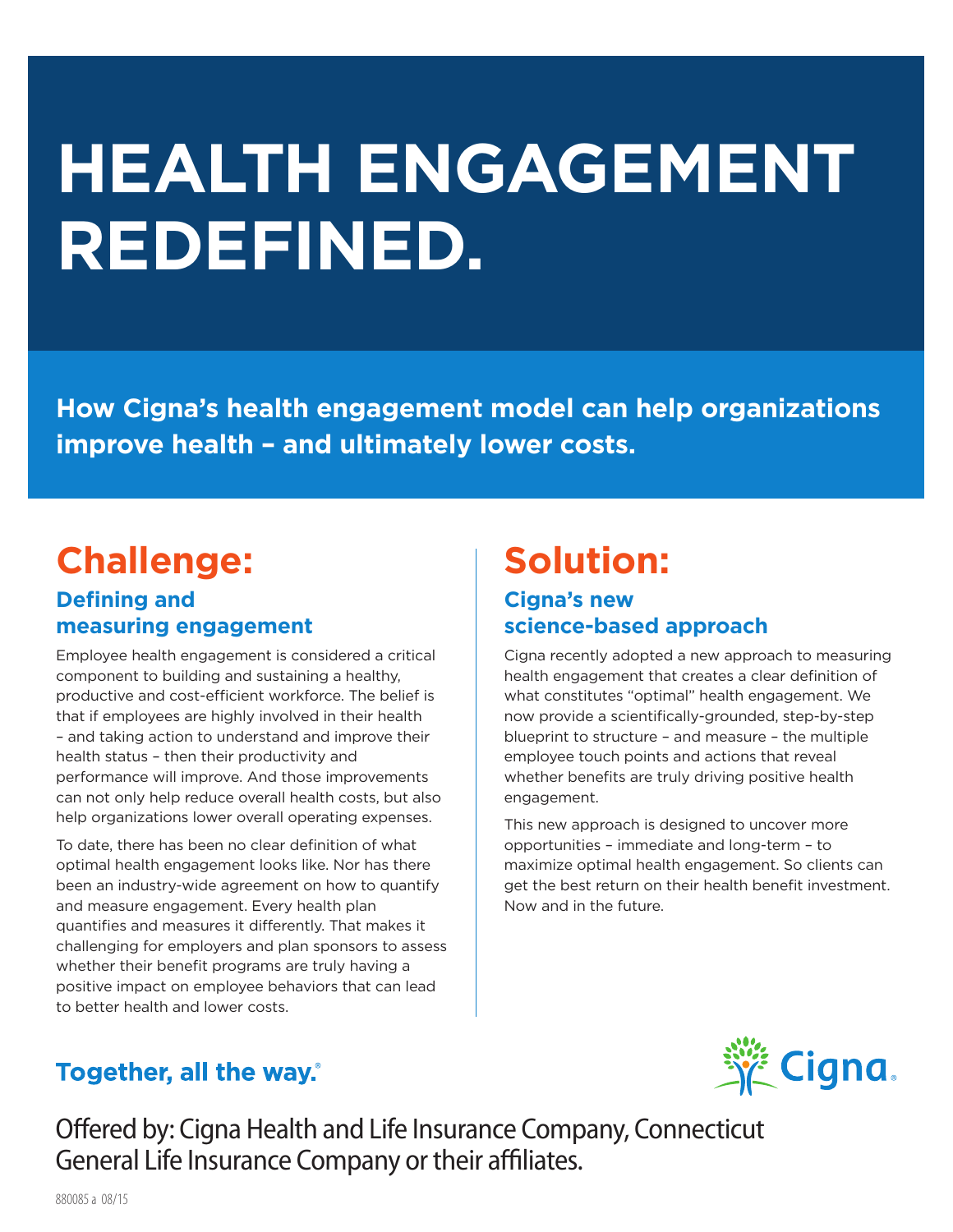# HEALTH ENGAGEMENT REDEFINED.

**How Cigna's health engagement model can help organizations improve health – and ultimately lower costs.**

## Challenge:

### Defining and measuring engagement

Employee health engagement is considered a critical component to building and sustaining a healthy, productive and cost-efficient workforce. The belief is that if employees are highly involved in their health – and taking action to understand and improve their health status – then their productivity and performance will improve. And those improvements can not only help reduce overall health costs, but also help organizations lower overall operating expenses.

To date, there has been no clear definition of what optimal health engagement looks like. Nor has there been an industry-wide agreement on how to quantify and measure engagement. Every health plan quantifies and measures it differently. That makes it challenging for employers and plan sponsors to assess whether their benefit programs are truly having a positive impact on employee behaviors that can lead to better health and lower costs.

## Solution:

### Cigna's new science-based approach

Cigna recently adopted a new approach to measuring health engagement that creates a clear definition of what constitutes "optimal" health engagement. We now provide a scientifically-grounded, step-by-step blueprint to structure – and measure – the multiple employee touch points and actions that reveal whether benefits are truly driving positive health engagement.

This new approach is designed to uncover more opportunities – immediate and long-term – to maximize optimal health engagement. So clients can get the best return on their health benefit investment. Now and in the future.

**Together, all the way.®**

Cigna.

Offered by: Cigna Health and Life Insurance Company, Connecticut General Life Insurance Company or their affiliates.

880085 a 08/15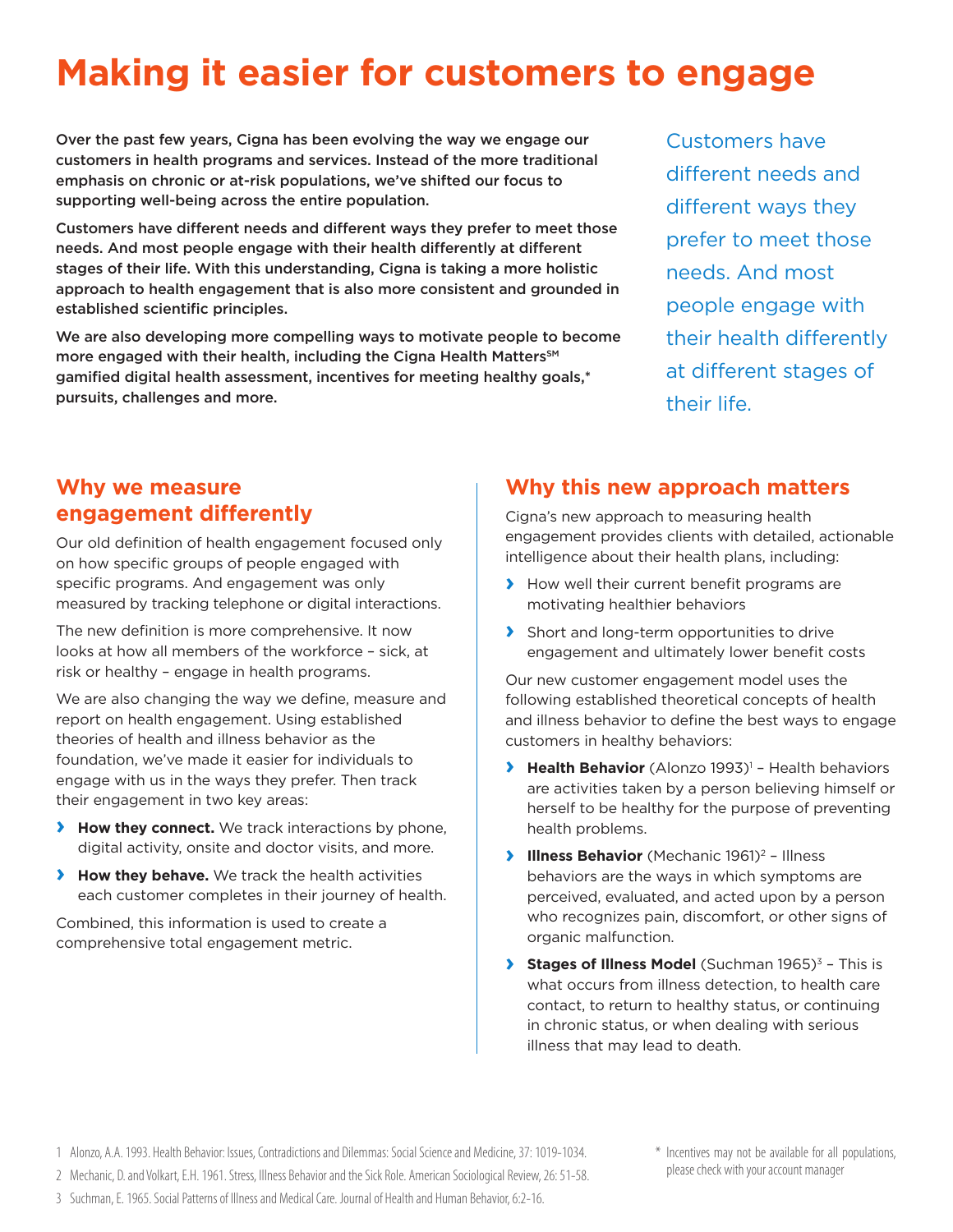# Making it easier for customers to engage

**Over the past few years, Cigna has been evolving the way we engage our customers in health programs and services. Instead of the more traditional emphasis on chronic or at-risk populations, we've shifted our focus to supporting well-being across the entire population.**

**Customers have different needs and different ways they prefer to meet those needs. And most people engage with their health differently at different stages of their life. With this understanding, Cigna is taking a more holistic approach to health engagement that is also more consistent and grounded in established scientific principles.**

**We are also developing more compelling ways to motivate people to become more engaged with their health, including the Cigna Health Matters℠ gamified digital health assessment, incentives for meeting healthy goals,* pursuits, challenges and more.**

Customers have different needs and different ways they prefer to meet those needs. And most people engage with their health differently at different stages of their life.

## Why we measure engagement differently

Our old definition of health engagement focused only on how specific groups of people engaged with specific programs. And engagement was only measured by tracking telephone or digital interactions.

The new definition is more comprehensive. It now looks at how all members of the workforce – sick, at risk or healthy – engage in health programs.

We are also changing the way we define, measure and report on health engagement. Using established theories of health and illness behavior as the foundation, we've made it easier for individuals to engage with us in the ways they prefer. Then track their engagement in two key areas:

- **How they connect.** We track interactions by phone, digital activity, onsite and doctor visits, and more.
- **How they behave.** We track the health activities each customer completes in their journey of health.

Combined, this information is used to create a comprehensive total engagement metric.

## Why this new approach matters

Cigna's new approach to measuring health engagement provides clients with detailed, actionable intelligence about their health plans, including:

- How well their current benefit programs are motivating healthier behaviors
- Short and long-term opportunities to drive engagement and ultimately lower benefit costs

Our new customer engagement model uses the following established theoretical concepts of health and illness behavior to define the best ways to engage customers in healthy behaviors:

- **Health Behavior** (Alonzo 1993)[1] – Health behaviors are activities taken by a person believing himself or herself to be healthy for the purpose of preventing health problems.
- **Illness Behavior** (Mechanic 1961)[2] – Illness behaviors are the ways in which symptoms are perceived, evaluated, and acted upon by a person who recognizes pain, discomfort, or other signs of organic malfunction.
- **Stages of Illness Model** (Suchman 1965)[3] – This is what occurs from illness detection, to health care contact, to return to healthy status, or continuing in chronic status, or when dealing with serious illness that may lead to death.

1 Alonzo, A.A. 1993. Health Behavior: Issues, Contradictions and Dilemmas: Social Science and Medicine, 37: 1019-1034.

2 Mechanic, D. and Volkart, E.H. 1961. Stress, Illness Behavior and the Sick Role. American Sociological Review, 26: 51-58.

3 Suchman, E. 1965. Social Patterns of Illness and Medical Care. Journal of Health and Human Behavior, 6:2-16.

* Incentives may not be available for all populations, please check with your account manager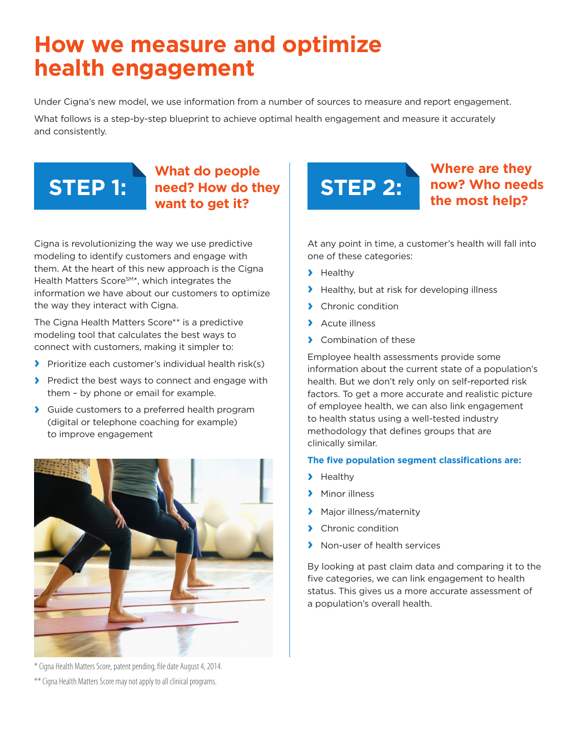# How we measure and optimize health engagement

Under Cigna's new model, we use information from a number of sources to measure and report engagement.

What follows is a step-by-step blueprint to achieve optimal health engagement and measure it accurately and consistently.

## STEP 1: What do people need? How do they want to get it?

Cigna is revolutionizing the way we use predictive modeling to identify customers and engage with them. At the heart of this new approach is the Cigna Health Matters Score℠*, which integrates the information we have about our customers to optimize the way they interact with Cigna.

The Cigna Health Matters Score** is a predictive modeling tool that calculates the best ways to connect with customers, making it simpler to:

- Prioritize each customer's individual health risk(s)
- Predict the best ways to connect and engage with them – by phone or email for example.
- Guide customers to a preferred health program (digital or telephone coaching for example) to improve engagement

\* Cigna Health Matters Score, patent pending, file date August 4, 2014.

\** Cigna Health Matters Score may not apply to all clinical programs.

## STEP 2: Where are they now? Who needs the most help?

At any point in time, a customer's health will fall into one of these categories:

- Healthy
- Healthy, but at risk for developing illness
- Chronic condition
- Acute illness
- Combination of these

Employee health assessments provide some information about the current state of a population's health. But we don't rely only on self-reported risk factors. To get a more accurate and realistic picture of employee health, we can also link engagement to health status using a well-tested industry methodology that defines groups that are clinically similar.

**The five population segment classifications are:**

- Healthy
- Minor illness
- Major illness/maternity
- Chronic condition
- Non-user of health services

By looking at past claim data and comparing it to the five categories, we can link engagement to health status. This gives us a more accurate assessment of a population's overall health.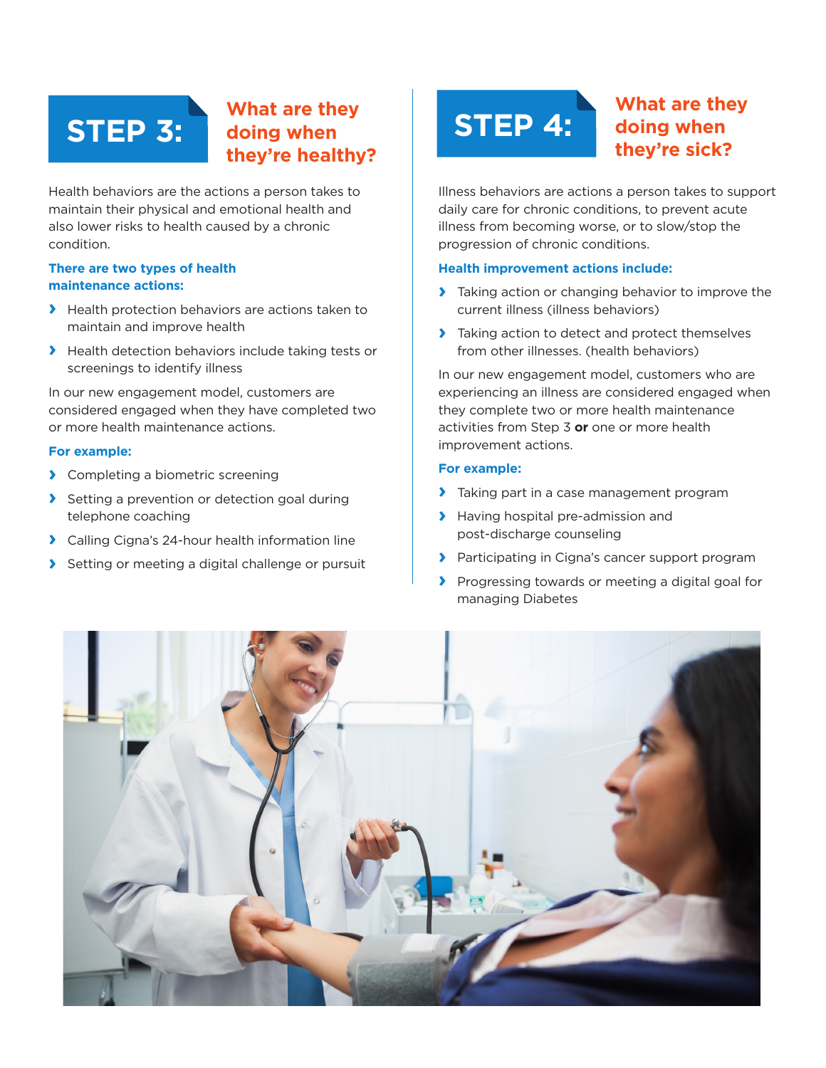## STEP 3: What are they doing when they're healthy?

Health behaviors are the actions a person takes to maintain their physical and emotional health and also lower risks to health caused by a chronic condition.

**There are two types of health maintenance actions:**

- Health protection behaviors are actions taken to maintain and improve health
- Health detection behaviors include taking tests or screenings to identify illness

In our new engagement model, customers are considered engaged when they have completed two or more health maintenance actions.

**For example:**

- Completing a biometric screening
- Setting a prevention or detection goal during telephone coaching
- Calling Cigna's 24-hour health information line
- Setting or meeting a digital challenge or pursuit

## STEP 4: What are they doing when they're sick?

Illness behaviors are actions a person takes to support daily care for chronic conditions, to prevent acute illness from becoming worse, or to slow/stop the progression of chronic conditions.

**Health improvement actions include:**

- Taking action or changing behavior to improve the current illness (illness behaviors)
- Taking action to detect and protect themselves from other illnesses. (health behaviors)

In our new engagement model, customers who are experiencing an illness are considered engaged when they complete two or more health maintenance activities from Step 3 **or** one or more health improvement actions.

**For example:**

- Taking part in a case management program
- Having hospital pre-admission and post-discharge counseling
- Participating in Cigna's cancer support program
- Progressing towards or meeting a digital goal for managing Diabetes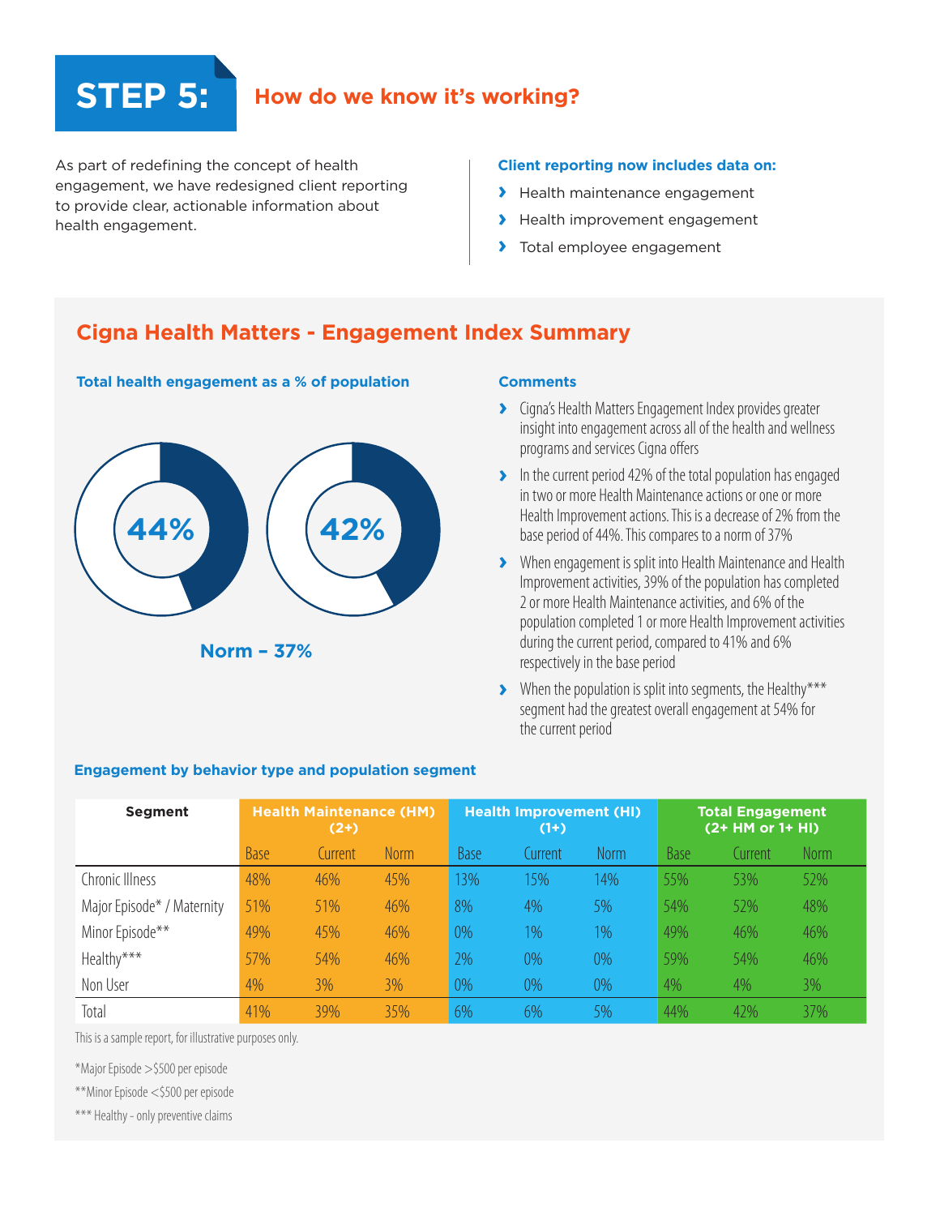# STEP 5: How do we know it's working?

As part of redefining the concept of health engagement, we have redesigned client reporting to provide clear, actionable information about health engagement.

**Client reporting now includes data on:**

- Health maintenance engagement
- Health improvement engagement
- Total employee engagement

## Cigna Health Matters - Engagement Index Summary

**Total health engagement as a % of population**

44%

42%

**Norm – 37%**

**Comments**

- Cigna's Health Matters Engagement Index provides greater insight into engagement across all of the health and wellness programs and services Cigna offers
- In the current period 42% of the total population has engaged in two or more Health Maintenance actions or one or more Health Improvement actions. This is a decrease of 2% from the base period of 44%. This compares to a norm of 37%
- When engagement is split into Health Maintenance and Health Improvement activities, 39% of the population has completed 2 or more Health Maintenance activities, and 6% of the population completed 1 or more Health Improvement activities during the current period, compared to 41% and 6% respectively in the base period
- When the population is split into segments, the Healthy*** segment had the greatest overall engagement at 54% for the current period

**Engagement by behavior type and population segment**

| Segment | Health Maintenance (HM) (2+) | | | Health Improvement (HI) (1+) | | | Total Engagement (2+ HM or 1+ HI) | | |
|---|---|---|---|---|---|---|---|---|---|
| | Base | Current | Norm | Base | Current | Norm | Base | Current | Norm |
| Chronic Illness | 48% | 46% | 45% | 13% | 15% | 14% | 55% | 53% | 52% |
| Major Episode* / Maternity | 51% | 51% | 46% | 8% | 4% | 5% | 54% | 52% | 48% |
| Minor Episode** | 49% | 45% | 46% | 0% | 1% | 1% | 49% | 46% | 46% |
| Healthy*** | 57% | 54% | 46% | 2% | 0% | 0% | 59% | 54% | 46% |
| Non User | 4% | 3% | 3% | 0% | 0% | 0% | 4% | 4% | 3% |
| Total | 41% | 39% | 35% | 6% | 6% | 5% | 44% | 42% | 37% |

This is a sample report, for illustrative purposes only.

*Major Episode >$500 per episode

**Minor Episode <$500 per episode

*** Healthy - only preventive claims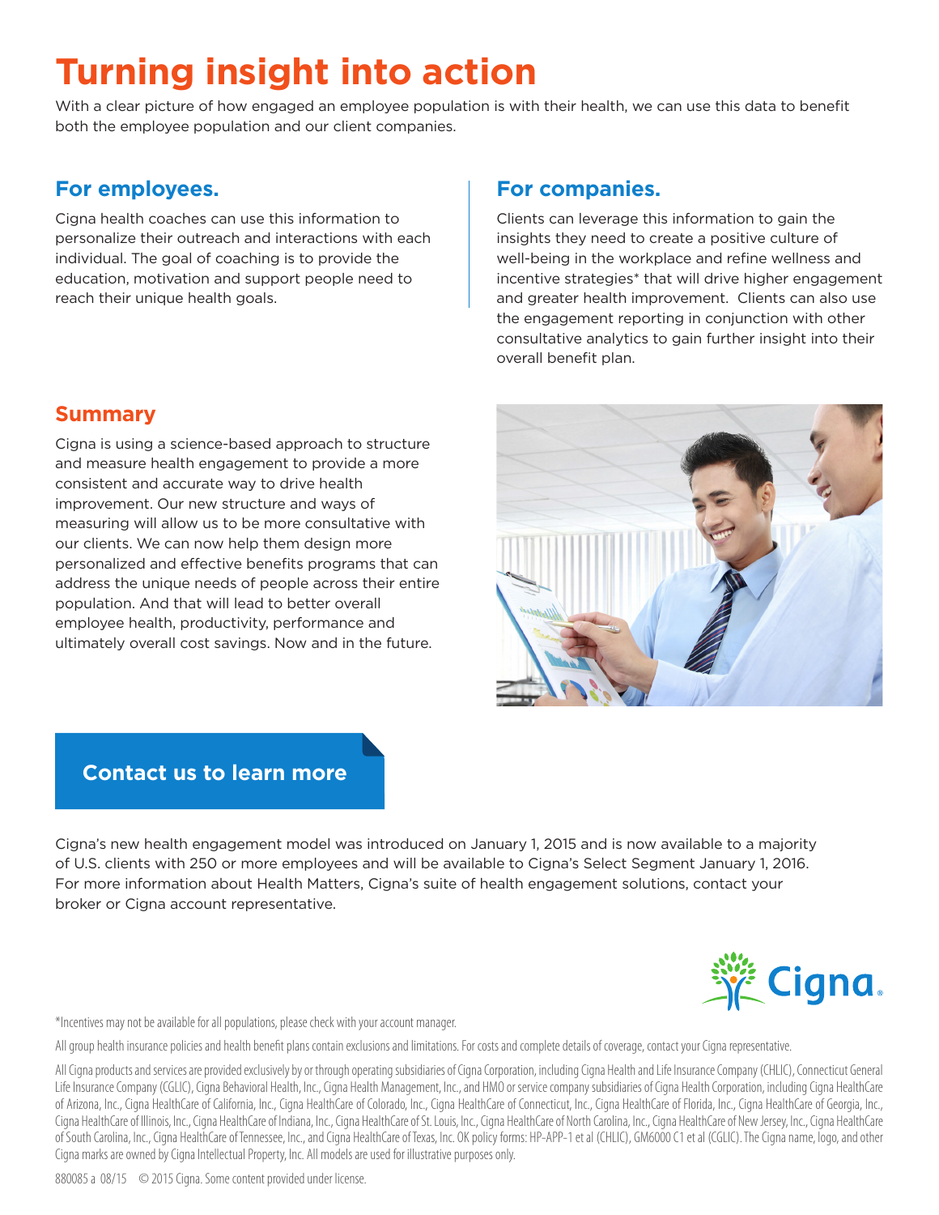# Turning insight into action

With a clear picture of how engaged an employee population is with their health, we can use this data to benefit both the employee population and our client companies.

## For employees.

Cigna health coaches can use this information to personalize their outreach and interactions with each individual. The goal of coaching is to provide the education, motivation and support people need to reach their unique health goals.

## For companies.

Clients can leverage this information to gain the insights they need to create a positive culture of well-being in the workplace and refine wellness and incentive strategies* that will drive higher engagement and greater health improvement. Clients can also use the engagement reporting in conjunction with other consultative analytics to gain further insight into their overall benefit plan.

## Summary

Cigna is using a science-based approach to structure and measure health engagement to provide a more consistent and accurate way to drive health improvement. Our new structure and ways of measuring will allow us to be more consultative with our clients. We can now help them design more personalized and effective benefits programs that can address the unique needs of people across their entire population. And that will lead to better overall employee health, productivity, performance and ultimately overall cost savings. Now and in the future.

**Contact us to learn more**

Cigna's new health engagement model was introduced on January 1, 2015 and is now available to a majority of U.S. clients with 250 or more employees and will be available to Cigna's Select Segment January 1, 2016. For more information about Health Matters, Cigna's suite of health engagement solutions, contact your broker or Cigna account representative.

Cigna.

*Incentives may not be available for all populations, please check with your account manager.

All group health insurance policies and health benefit plans contain exclusions and limitations. For costs and complete details of coverage, contact your Cigna representative.

All Cigna products and services are provided exclusively by or through operating subsidiaries of Cigna Corporation, including Cigna Health and Life Insurance Company (CHLIC), Connecticut General Life Insurance Company (CGLIC), Cigna Behavioral Health, Inc., Cigna Health Management, Inc., and HMO or service company subsidiaries of Cigna Health Corporation, including Cigna HealthCare of Arizona, Inc., Cigna HealthCare of California, Inc., Cigna HealthCare of Colorado, Inc., Cigna HealthCare of Connecticut, Inc., Cigna HealthCare of Florida, Inc., Cigna HealthCare of Georgia, Inc., Cigna HealthCare of Illinois, Inc., Cigna HealthCare of Indiana, Inc., Cigna HealthCare of St. Louis, Inc., Cigna HealthCare of North Carolina, Inc., Cigna HealthCare of New Jersey, Inc., Cigna HealthCare of South Carolina, Inc., Cigna HealthCare of Tennessee, Inc., and Cigna HealthCare of Texas, Inc. OK policy forms: HP-APP-1 et al (CHLIC), GM6000 C1 et al (CGLIC). The Cigna name, logo, and other Cigna marks are owned by Cigna Intellectual Property, Inc. All models are used for illustrative purposes only.

880085 a 08/15 © 2015 Cigna. Some content provided under license.